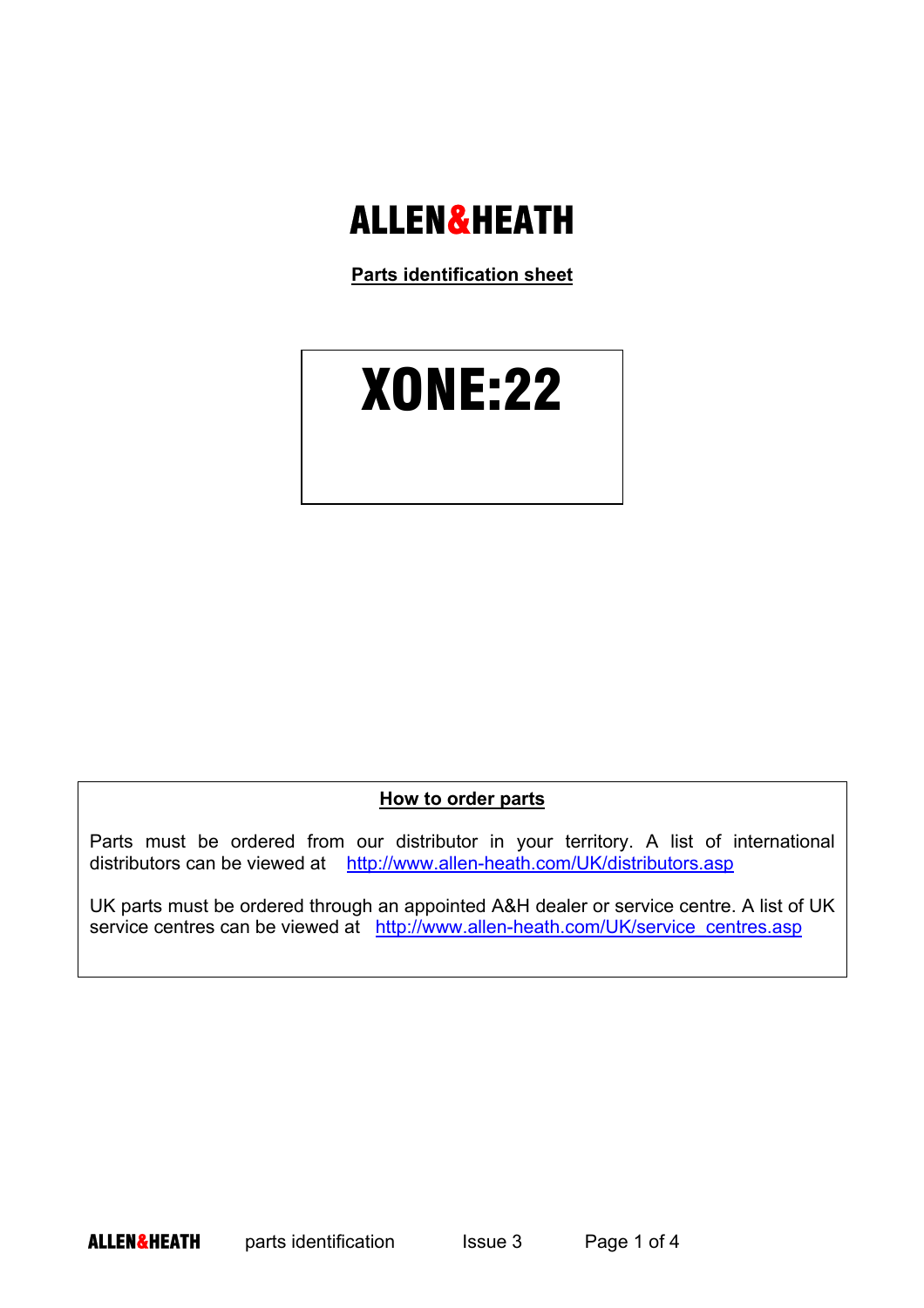# ALLEN&HEATH

**Parts identification sheet**

# XONE:22

## How to order parts

Parts must be ordered from our distributor in your territory. A list of international distributors can be viewed at http://www.allen-heath.com/UK/distributors.asp

UK parts must be ordered through an appointed A&H dealer or service centre. A list of UK service centres can be viewed at http://www.allen-heath.com/UK/service_centres.asp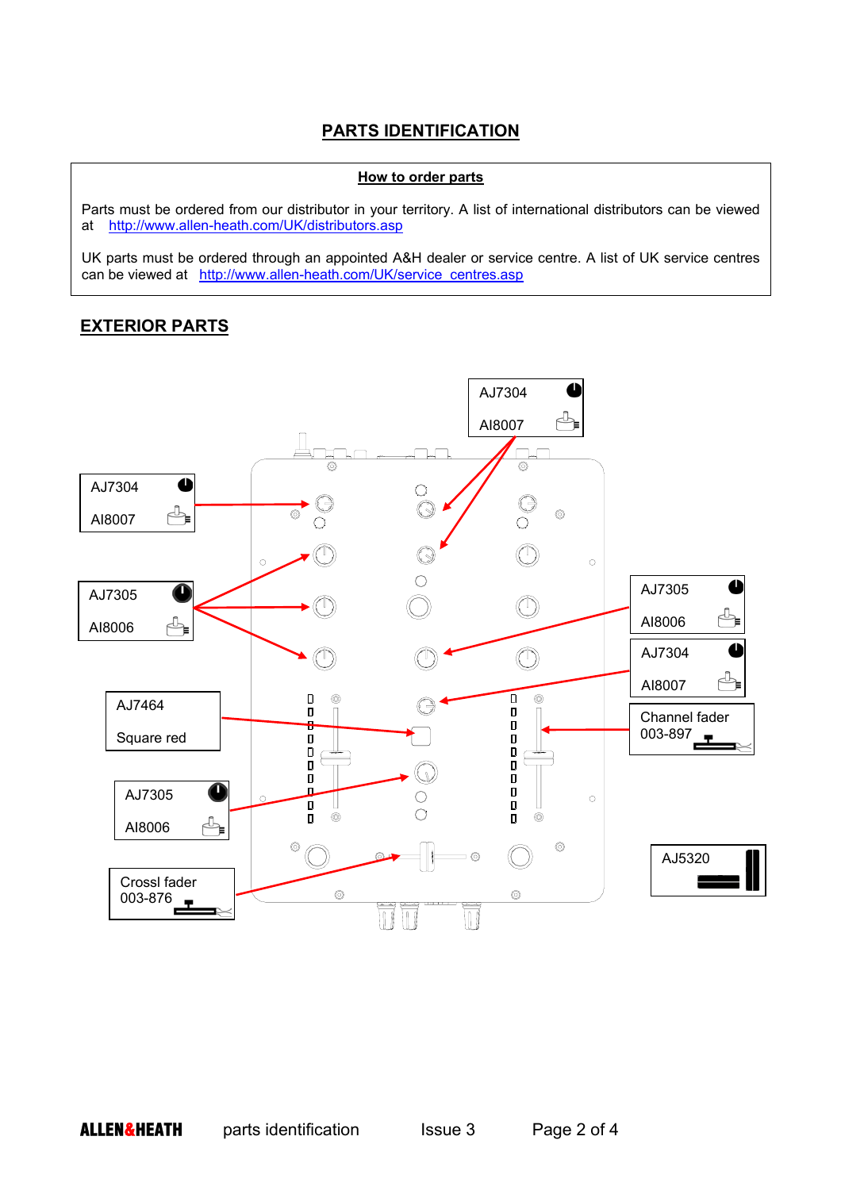# PARTS IDENTIFICATION

**How to order parts**

Parts must be ordered from our distributor in your territory. A list of international distributors can be viewed at http://www.allen-heath.com/UK/distributors.asp

UK parts must be ordered through an appointed A&H dealer or service centre. A list of UK service centres can be viewed at http://www.allen-heath.com/UK/service_centres.asp

## EXTERIOR PARTS

AJ7304
AI8007

AJ7304
AI8007

AJ7305
AI8006

AJ7305
AI8006

AJ7304
AI8007

AJ7464
Square red

Channel fader
003-897

AJ7305
AI8006

AJ5320

Crossl fader
003-876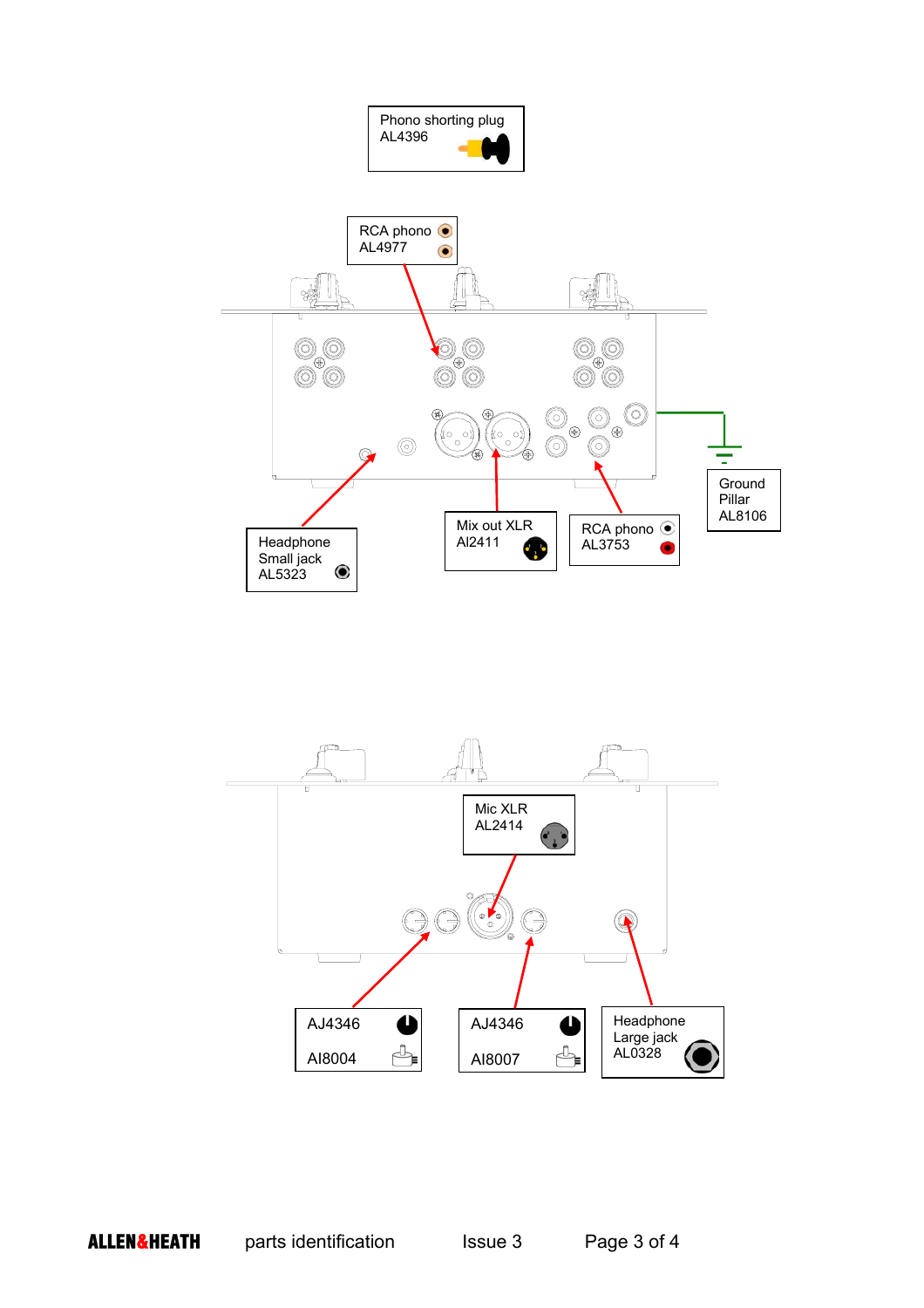Phono shorting plug
AL4396

RCA phono
AL4977

Headphone
Small jack
AL5323

Mix out XLR
AI2411

RCA phono
AL3753

Ground
Pillar
AL8106

Mic XLR
AL2414

AJ4346

AI8004

AJ4346

AI8007

Headphone
Large jack
AL0328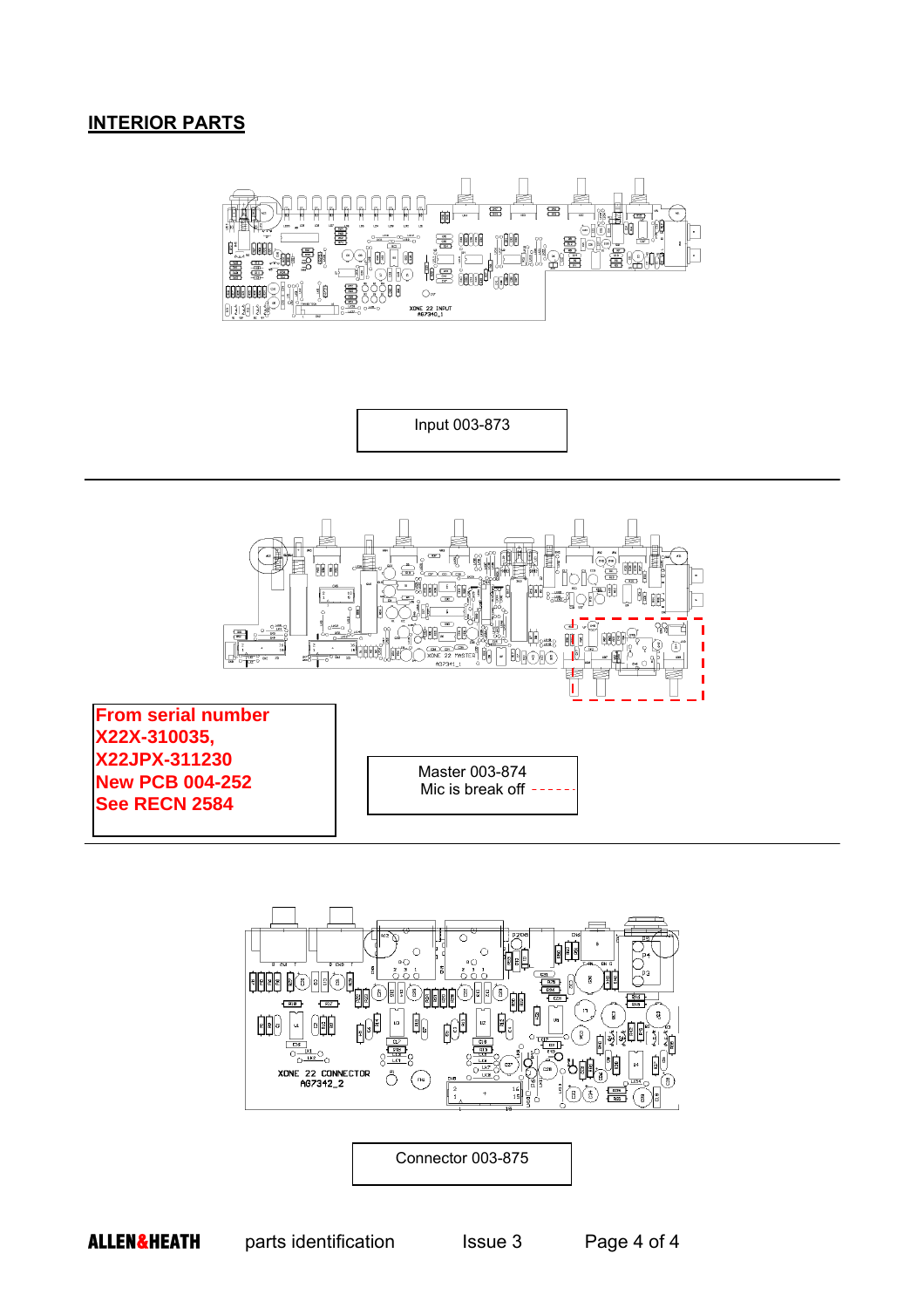## INTERIOR PARTS

Input 003-873

From serial number X22X-310035, X22JPX-311230 New PCB 004-252 See RECN 2584

Master 003-874
Mic is break off

Connector 003-875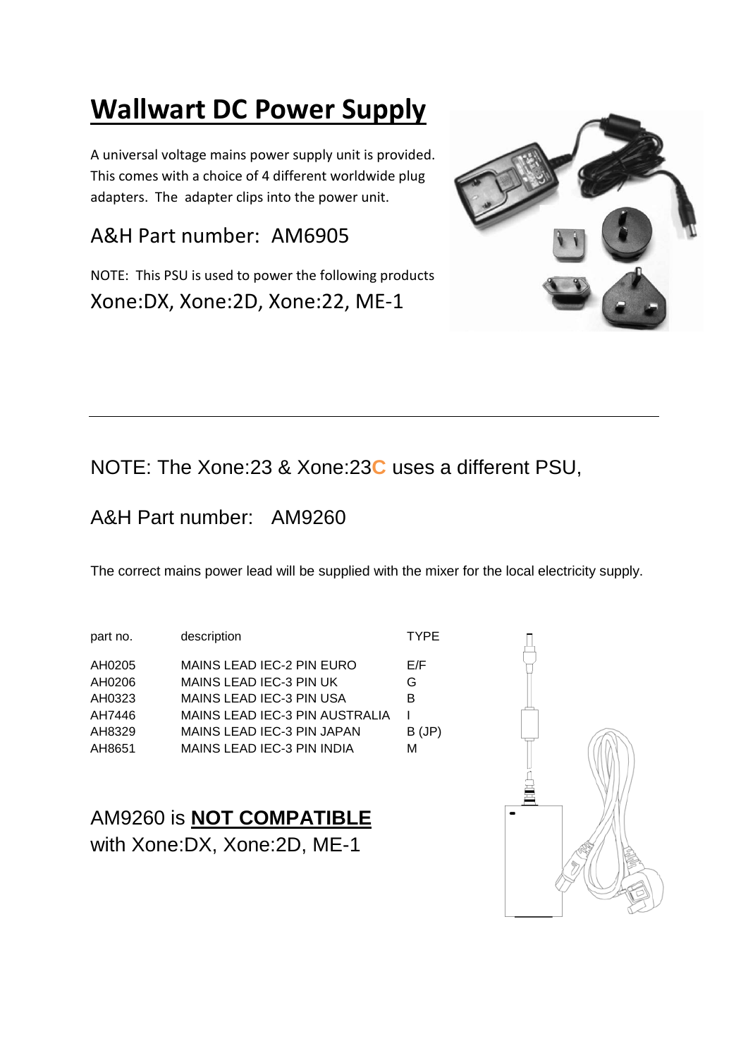# Wallwart DC Power Supply

A universal voltage mains power supply unit is provided. This comes with a choice of 4 different worldwide plug adapters. The adapter clips into the power unit.

## A&H Part number: AM6905

NOTE: This PSU is used to power the following products
Xone:DX, Xone:2D, Xone:22, ME-1

---

## NOTE: The Xone:23 & Xone:23C uses a different PSU,

## A&H Part number: AM9260

The correct mains power lead will be supplied with the mixer for the local electricity supply.

| part no. | description | TYPE |
|---|---|---|
| AH0205 | MAINS LEAD IEC-2 PIN EURO | E/F |
| AH0206 | MAINS LEAD IEC-3 PIN UK | G |
| AH0323 | MAINS LEAD IEC-3 PIN USA | B |
| AH7446 | MAINS LEAD IEC-3 PIN AUSTRALIA | I |
| AH8329 | MAINS LEAD IEC-3 PIN JAPAN | B (JP) |
| AH8651 | MAINS LEAD IEC-3 PIN INDIA | M |

## AM9260 is **NOT COMPATIBLE** with Xone:DX, Xone:2D, ME-1